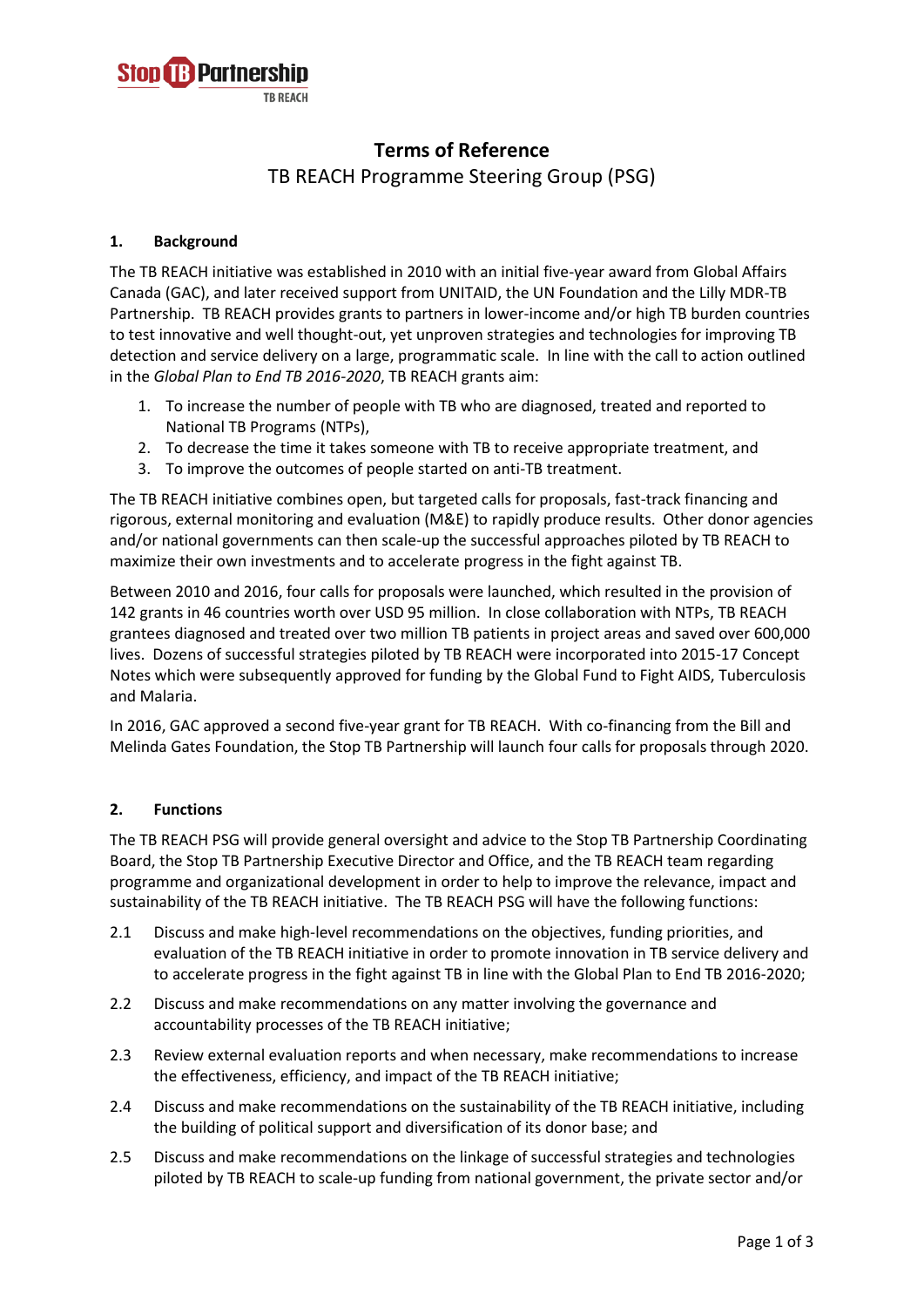# Terms of Reference

## TB REACH Programme Steering Group (PSG)

### 1. Background

The TB REACH initiative was established in 2010 with an initial five-year award from Global Affairs Canada (GAC), and later received support from UNITAID, the UN Foundation and the Lilly MDR-TB Partnership. TB REACH provides grants to partners in lower-income and/or high TB burden countries to test innovative and well thought-out, yet unproven strategies and technologies for improving TB detection and service delivery on a large, programmatic scale. In line with the call to action outlined in the *Global Plan to End TB 2016-2020*, TB REACH grants aim:

1. To increase the number of people with TB who are diagnosed, treated and reported to National TB Programs (NTPs),
2. To decrease the time it takes someone with TB to receive appropriate treatment, and
3. To improve the outcomes of people started on anti-TB treatment.

The TB REACH initiative combines open, but targeted calls for proposals, fast-track financing and rigorous, external monitoring and evaluation (M&E) to rapidly produce results. Other donor agencies and/or national governments can then scale-up the successful approaches piloted by TB REACH to maximize their own investments and to accelerate progress in the fight against TB.

Between 2010 and 2016, four calls for proposals were launched, which resulted in the provision of 142 grants in 46 countries worth over USD 95 million. In close collaboration with NTPs, TB REACH grantees diagnosed and treated over two million TB patients in project areas and saved over 600,000 lives. Dozens of successful strategies piloted by TB REACH were incorporated into 2015-17 Concept Notes which were subsequently approved for funding by the Global Fund to Fight AIDS, Tuberculosis and Malaria.

In 2016, GAC approved a second five-year grant for TB REACH. With co-financing from the Bill and Melinda Gates Foundation, the Stop TB Partnership will launch four calls for proposals through 2020.

### 2. Functions

The TB REACH PSG will provide general oversight and advice to the Stop TB Partnership Coordinating Board, the Stop TB Partnership Executive Director and Office, and the TB REACH team regarding programme and organizational development in order to help to improve the relevance, impact and sustainability of the TB REACH initiative. The TB REACH PSG will have the following functions:

2.1 Discuss and make high-level recommendations on the objectives, funding priorities, and evaluation of the TB REACH initiative in order to promote innovation in TB service delivery and to accelerate progress in the fight against TB in line with the Global Plan to End TB 2016-2020;

2.2 Discuss and make recommendations on any matter involving the governance and accountability processes of the TB REACH initiative;

2.3 Review external evaluation reports and when necessary, make recommendations to increase the effectiveness, efficiency, and impact of the TB REACH initiative;

2.4 Discuss and make recommendations on the sustainability of the TB REACH initiative, including the building of political support and diversification of its donor base; and

2.5 Discuss and make recommendations on the linkage of successful strategies and technologies piloted by TB REACH to scale-up funding from national government, the private sector and/or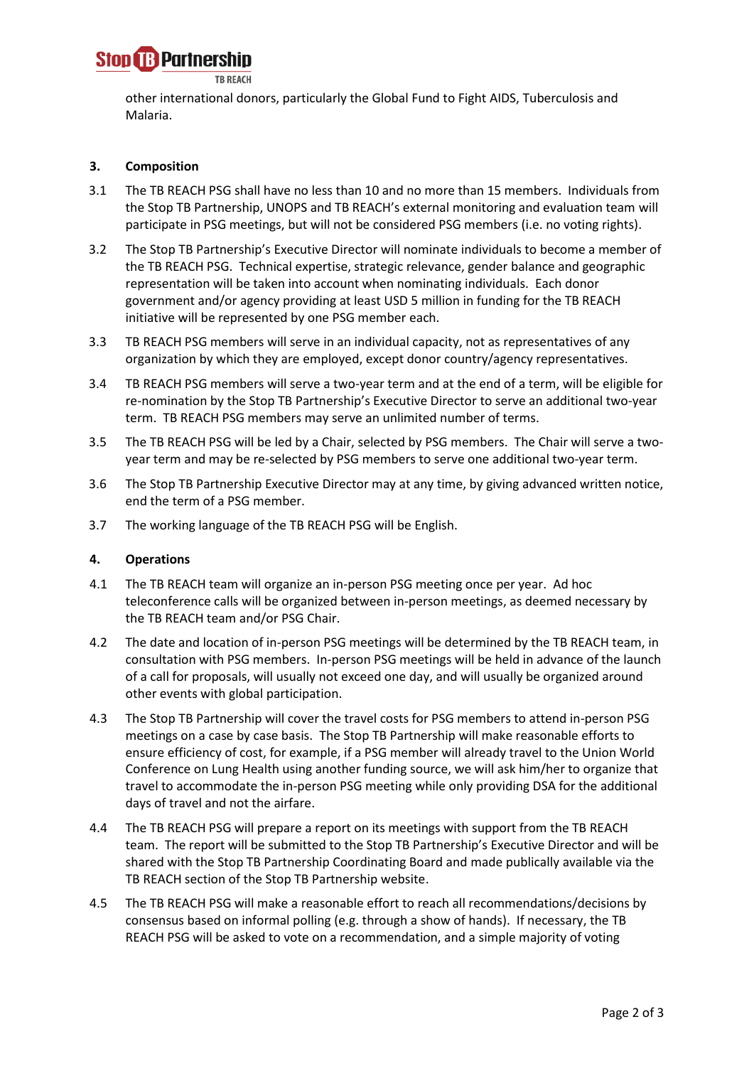other international donors, particularly the Global Fund to Fight AIDS, Tuberculosis and Malaria.

## 3. Composition

3.1 The TB REACH PSG shall have no less than 10 and no more than 15 members. Individuals from the Stop TB Partnership, UNOPS and TB REACH's external monitoring and evaluation team will participate in PSG meetings, but will not be considered PSG members (i.e. no voting rights).

3.2 The Stop TB Partnership's Executive Director will nominate individuals to become a member of the TB REACH PSG. Technical expertise, strategic relevance, gender balance and geographic representation will be taken into account when nominating individuals. Each donor government and/or agency providing at least USD 5 million in funding for the TB REACH initiative will be represented by one PSG member each.

3.3 TB REACH PSG members will serve in an individual capacity, not as representatives of any organization by which they are employed, except donor country/agency representatives.

3.4 TB REACH PSG members will serve a two-year term and at the end of a term, will be eligible for re-nomination by the Stop TB Partnership's Executive Director to serve an additional two-year term. TB REACH PSG members may serve an unlimited number of terms.

3.5 The TB REACH PSG will be led by a Chair, selected by PSG members. The Chair will serve a two-year term and may be re-selected by PSG members to serve one additional two-year term.

3.6 The Stop TB Partnership Executive Director may at any time, by giving advanced written notice, end the term of a PSG member.

3.7 The working language of the TB REACH PSG will be English.

## 4. Operations

4.1 The TB REACH team will organize an in-person PSG meeting once per year. Ad hoc teleconference calls will be organized between in-person meetings, as deemed necessary by the TB REACH team and/or PSG Chair.

4.2 The date and location of in-person PSG meetings will be determined by the TB REACH team, in consultation with PSG members. In-person PSG meetings will be held in advance of the launch of a call for proposals, will usually not exceed one day, and will usually be organized around other events with global participation.

4.3 The Stop TB Partnership will cover the travel costs for PSG members to attend in-person PSG meetings on a case by case basis. The Stop TB Partnership will make reasonable efforts to ensure efficiency of cost, for example, if a PSG member will already travel to the Union World Conference on Lung Health using another funding source, we will ask him/her to organize that travel to accommodate the in-person PSG meeting while only providing DSA for the additional days of travel and not the airfare.

4.4 The TB REACH PSG will prepare a report on its meetings with support from the TB REACH team. The report will be submitted to the Stop TB Partnership's Executive Director and will be shared with the Stop TB Partnership Coordinating Board and made publically available via the TB REACH section of the Stop TB Partnership website.

4.5 The TB REACH PSG will make a reasonable effort to reach all recommendations/decisions by consensus based on informal polling (e.g. through a show of hands). If necessary, the TB REACH PSG will be asked to vote on a recommendation, and a simple majority of voting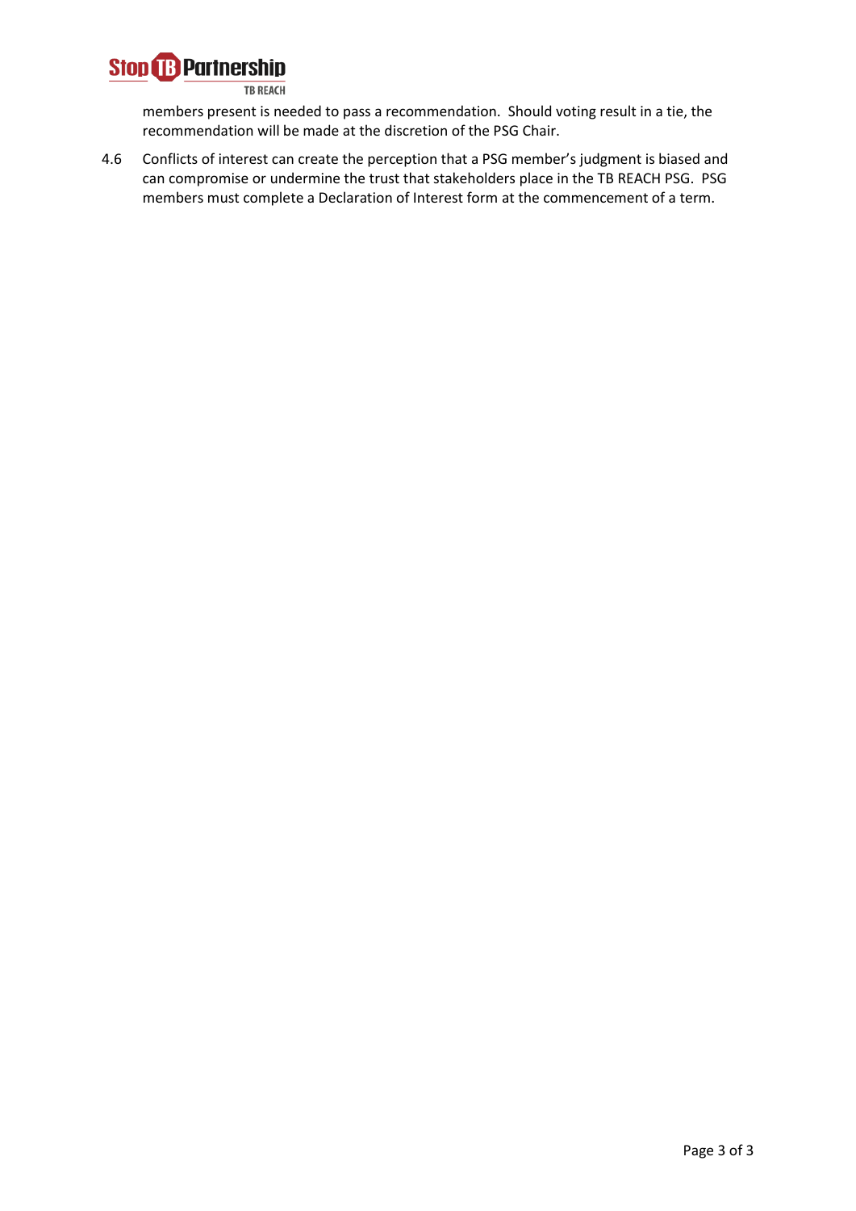members present is needed to pass a recommendation. Should voting result in a tie, the recommendation will be made at the discretion of the PSG Chair.

4.6 Conflicts of interest can create the perception that a PSG member's judgment is biased and can compromise or undermine the trust that stakeholders place in the TB REACH PSG. PSG members must complete a Declaration of Interest form at the commencement of a term.